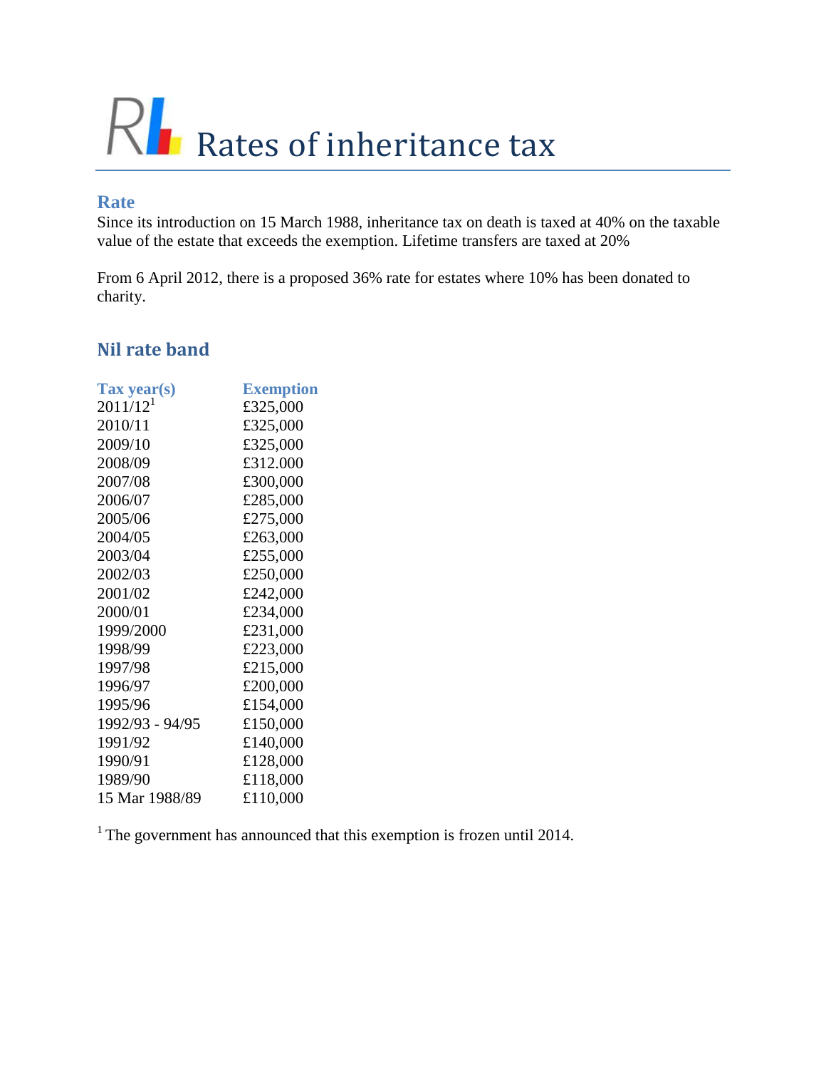# Rates of inheritance tax

## Rate

Since its introduction on 15 March 1988, inheritance tax on death is taxed at 40% on the taxable value of the estate that exceeds the exemption. Lifetime transfers are taxed at 20%

From 6 April 2012, there is a proposed 36% rate for estates where 10% has been donated to charity.

## Nil rate band

| Tax year(s) | Exemption |
|---|---|
| 2011/12[1] | £325,000 |
| 2010/11 | £325,000 |
| 2009/10 | £325,000 |
| 2008/09 | £312.000 |
| 2007/08 | £300,000 |
| 2006/07 | £285,000 |
| 2005/06 | £275,000 |
| 2004/05 | £263,000 |
| 2003/04 | £255,000 |
| 2002/03 | £250,000 |
| 2001/02 | £242,000 |
| 2000/01 | £234,000 |
| 1999/2000 | £231,000 |
| 1998/99 | £223,000 |
| 1997/98 | £215,000 |
| 1996/97 | £200,000 |
| 1995/96 | £154,000 |
| 1992/93 - 94/95 | £150,000 |
| 1991/92 | £140,000 |
| 1990/91 | £128,000 |
| 1989/90 | £118,000 |
| 15 Mar 1988/89 | £110,000 |

[1] The government has announced that this exemption is frozen until 2014.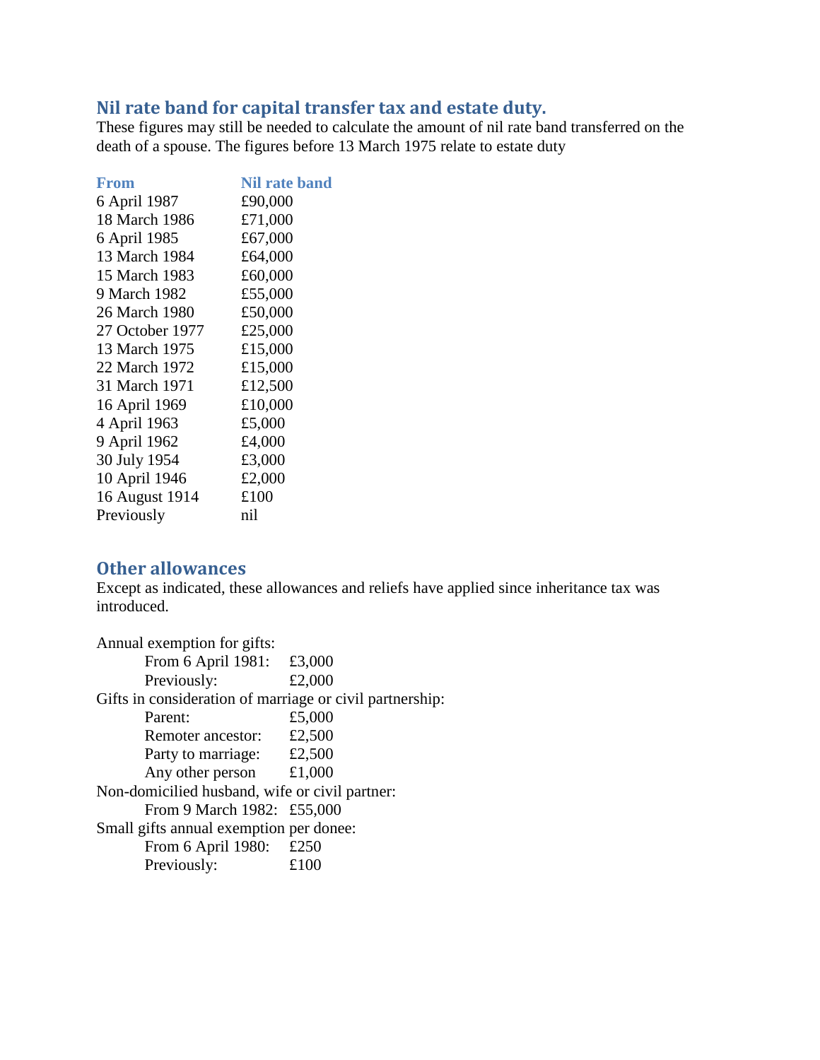## Nil rate band for capital transfer tax and estate duty.

These figures may still be needed to calculate the amount of nil rate band transferred on the death of a spouse. The figures before 13 March 1975 relate to estate duty

| From | Nil rate band |
|---|---|
| 6 April 1987 | £90,000 |
| 18 March 1986 | £71,000 |
| 6 April 1985 | £67,000 |
| 13 March 1984 | £64,000 |
| 15 March 1983 | £60,000 |
| 9 March 1982 | £55,000 |
| 26 March 1980 | £50,000 |
| 27 October 1977 | £25,000 |
| 13 March 1975 | £15,000 |
| 22 March 1972 | £15,000 |
| 31 March 1971 | £12,500 |
| 16 April 1969 | £10,000 |
| 4 April 1963 | £5,000 |
| 9 April 1962 | £4,000 |
| 30 July 1954 | £3,000 |
| 10 April 1946 | £2,000 |
| 16 August 1914 | £100 |
| Previously | nil |

## Other allowances

Except as indicated, these allowances and reliefs have applied since inheritance tax was introduced.

Annual exemption for gifts:
- From 6 April 1981: £3,000
- Previously: £2,000

Gifts in consideration of marriage or civil partnership:
- Parent: £5,000
- Remoter ancestor: £2,500
- Party to marriage: £2,500
- Any other person £1,000

Non-domicilied husband, wife or civil partner:
- From 9 March 1982: £55,000

Small gifts annual exemption per donee:
- From 6 April 1980: £250
- Previously: £100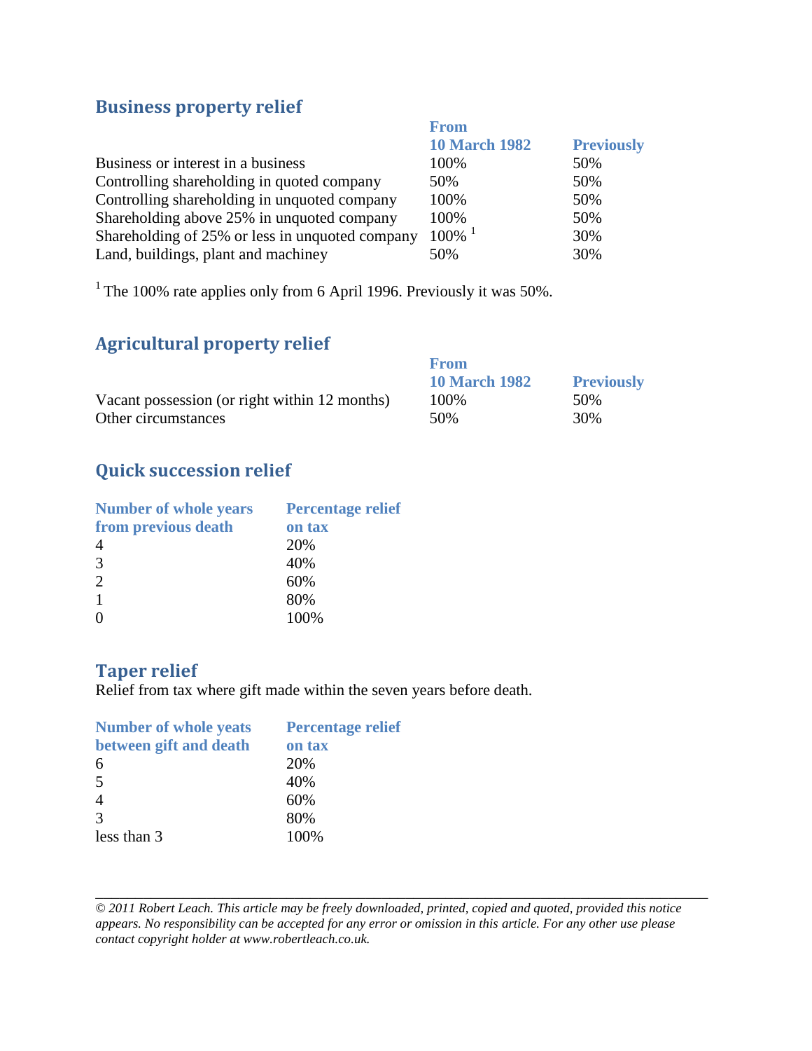## Business property relief

| | From 10 March 1982 | Previously |
|---|---|---|
| Business or interest in a business | 100% | 50% |
| Controlling shareholding in quoted company | 50% | 50% |
| Controlling shareholding in unquoted company | 100% | 50% |
| Shareholding above 25% in unquoted company | 100% | 50% |
| Shareholding of 25% or less in unquoted company | 100% [1] | 30% |
| Land, buildings, plant and machiney | 50% | 30% |

[1] The 100% rate applies only from 6 April 1996. Previously it was 50%.

## Agricultural property relief

| | From 10 March 1982 | Previously |
|---|---|---|
| Vacant possession (or right within 12 months) | 100% | 50% |
| Other circumstances | 50% | 30% |

## Quick succession relief

| Number of whole years from previous death | Percentage relief on tax |
|---|---|
| 4 | 20% |
| 3 | 40% |
| 2 | 60% |
| 1 | 80% |
| 0 | 100% |

## Taper relief

Relief from tax where gift made within the seven years before death.

| Number of whole yeats between gift and death | Percentage relief on tax |
|---|---|
| 6 | 20% |
| 5 | 40% |
| 4 | 60% |
| 3 | 80% |
| less than 3 | 100% |

*© 2011 Robert Leach. This article may be freely downloaded, printed, copied and quoted, provided this notice appears. No responsibility can be accepted for any error or omission in this article. For any other use please contact copyright holder at www.robertleach.co.uk.*